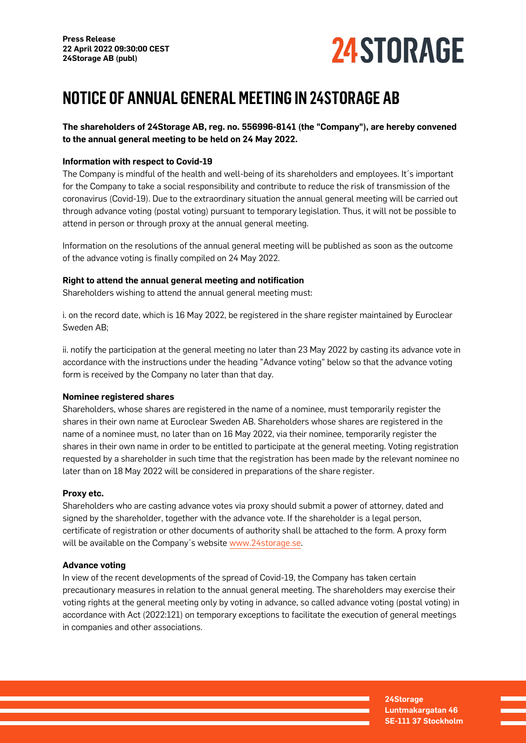**Press Release**
**22 April 2022 09:30:00 CEST**
**24Storage AB (publ)**

# NOTICE OF ANNUAL GENERAL MEETING IN 24STORAGE AB

**The shareholders of 24Storage AB, reg. no. 556996-8141 (the "Company"), are hereby convened to the annual general meeting to be held on 24 May 2022.**

**Information with respect to Covid-19**

The Company is mindful of the health and well-being of its shareholders and employees. It´s important for the Company to take a social responsibility and contribute to reduce the risk of transmission of the coronavirus (Covid-19). Due to the extraordinary situation the annual general meeting will be carried out through advance voting (postal voting) pursuant to temporary legislation. Thus, it will not be possible to attend in person or through proxy at the annual general meeting.

Information on the resolutions of the annual general meeting will be published as soon as the outcome of the advance voting is finally compiled on 24 May 2022.

**Right to attend the annual general meeting and notification**

Shareholders wishing to attend the annual general meeting must:

i. on the record date, which is 16 May 2022, be registered in the share register maintained by Euroclear Sweden AB;

ii. notify the participation at the general meeting no later than 23 May 2022 by casting its advance vote in accordance with the instructions under the heading "Advance voting" below so that the advance voting form is received by the Company no later than that day.

**Nominee registered shares**

Shareholders, whose shares are registered in the name of a nominee, must temporarily register the shares in their own name at Euroclear Sweden AB. Shareholders whose shares are registered in the name of a nominee must, no later than on 16 May 2022, via their nominee, temporarily register the shares in their own name in order to be entitled to participate at the general meeting. Voting registration requested by a shareholder in such time that the registration has been made by the relevant nominee no later than on 18 May 2022 will be considered in preparations of the share register.

**Proxy etc.**

Shareholders who are casting advance votes via proxy should submit a power of attorney, dated and signed by the shareholder, together with the advance vote. If the shareholder is a legal person, certificate of registration or other documents of authority shall be attached to the form. A proxy form will be available on the Company´s website www.24storage.se.

**Advance voting**

In view of the recent developments of the spread of Covid-19, the Company has taken certain precautionary measures in relation to the annual general meeting. The shareholders may exercise their voting rights at the general meeting only by voting in advance, so called advance voting (postal voting) in accordance with Act (2022:121) on temporary exceptions to facilitate the execution of general meetings in companies and other associations.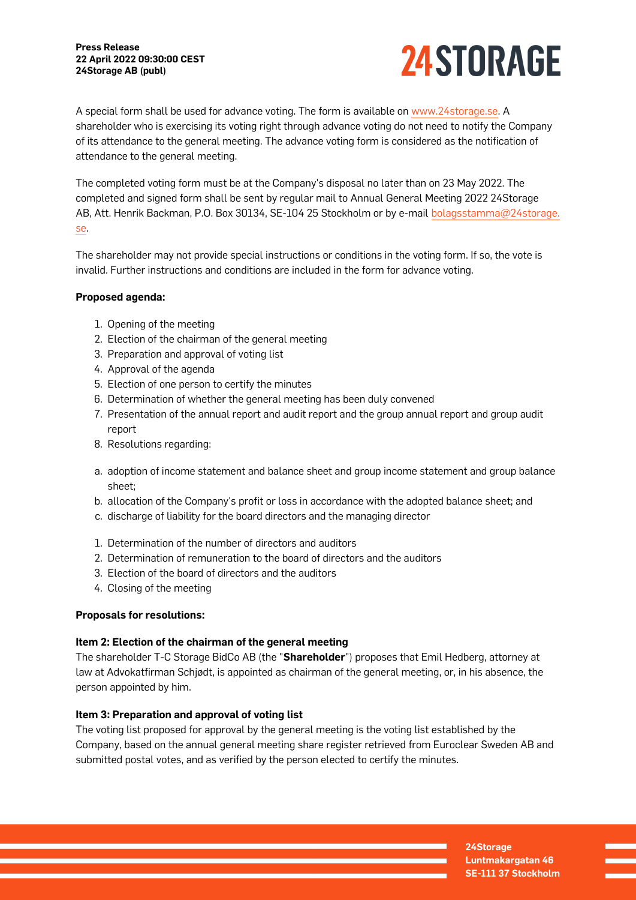A special form shall be used for advance voting. The form is available on www.24storage.se. A shareholder who is exercising its voting right through advance voting do not need to notify the Company of its attendance to the general meeting. The advance voting form is considered as the notification of attendance to the general meeting.

The completed voting form must be at the Company's disposal no later than on 23 May 2022. The completed and signed form shall be sent by regular mail to Annual General Meeting 2022 24Storage AB, Att. Henrik Backman, P.O. Box 30134, SE-104 25 Stockholm or by e-mail bolagsstamma@24storage.se.

The shareholder may not provide special instructions or conditions in the voting form. If so, the vote is invalid. Further instructions and conditions are included in the form for advance voting.

**Proposed agenda:**

1. Opening of the meeting
2. Election of the chairman of the general meeting
3. Preparation and approval of voting list
4. Approval of the agenda
5. Election of one person to certify the minutes
6. Determination of whether the general meeting has been duly convened
7. Presentation of the annual report and audit report and the group annual report and group audit report
8. Resolutions regarding:

a. adoption of income statement and balance sheet and group income statement and group balance sheet;
b. allocation of the Company's profit or loss in accordance with the adopted balance sheet; and
c. discharge of liability for the board directors and the managing director

1. Determination of the number of directors and auditors
2. Determination of remuneration to the board of directors and the auditors
3. Election of the board of directors and the auditors
4. Closing of the meeting

**Proposals for resolutions:**

**Item 2: Election of the chairman of the general meeting**
The shareholder T-C Storage BidCo AB (the "**Shareholder**") proposes that Emil Hedberg, attorney at law at Advokatfirman Schjødt, is appointed as chairman of the general meeting, or, in his absence, the person appointed by him.

**Item 3: Preparation and approval of voting list**
The voting list proposed for approval by the general meeting is the voting list established by the Company, based on the annual general meeting share register retrieved from Euroclear Sweden AB and submitted postal votes, and as verified by the person elected to certify the minutes.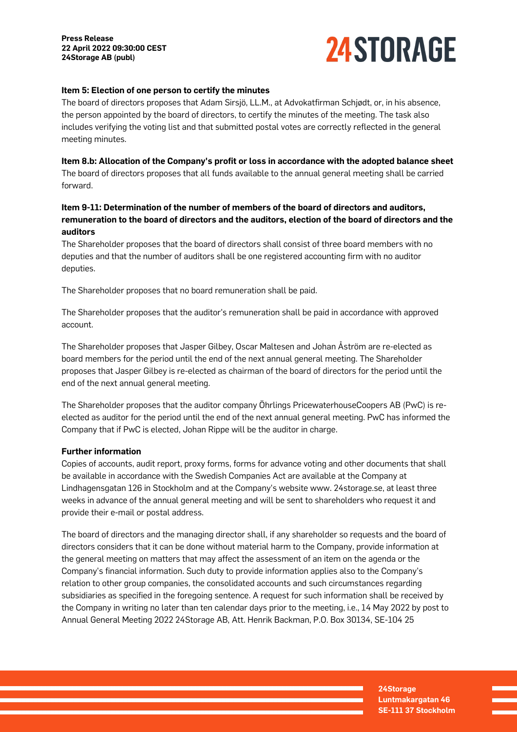**Item 5: Election of one person to certify the minutes**

The board of directors proposes that Adam Sirsjö, LL.M., at Advokatfirman Schjødt, or, in his absence, the person appointed by the board of directors, to certify the minutes of the meeting. The task also includes verifying the voting list and that submitted postal votes are correctly reflected in the general meeting minutes.

**Item 8.b: Allocation of the Company's profit or loss in accordance with the adopted balance sheet**

The board of directors proposes that all funds available to the annual general meeting shall be carried forward.

**Item 9-11: Determination of the number of members of the board of directors and auditors, remuneration to the board of directors and the auditors, election of the board of directors and the auditors**

The Shareholder proposes that the board of directors shall consist of three board members with no deputies and that the number of auditors shall be one registered accounting firm with no auditor deputies.

The Shareholder proposes that no board remuneration shall be paid.

The Shareholder proposes that the auditor's remuneration shall be paid in accordance with approved account.

The Shareholder proposes that Jasper Gilbey, Oscar Maltesen and Johan Åström are re-elected as board members for the period until the end of the next annual general meeting. The Shareholder proposes that Jasper Gilbey is re-elected as chairman of the board of directors for the period until the end of the next annual general meeting.

The Shareholder proposes that the auditor company Öhrlings PricewaterhouseCoopers AB (PwC) is re-elected as auditor for the period until the end of the next annual general meeting. PwC has informed the Company that if PwC is elected, Johan Rippe will be the auditor in charge.

**Further information**

Copies of accounts, audit report, proxy forms, forms for advance voting and other documents that shall be available in accordance with the Swedish Companies Act are available at the Company at Lindhagensgatan 126 in Stockholm and at the Company's website www. 24storage.se, at least three weeks in advance of the annual general meeting and will be sent to shareholders who request it and provide their e-mail or postal address.

The board of directors and the managing director shall, if any shareholder so requests and the board of directors considers that it can be done without material harm to the Company, provide information at the general meeting on matters that may affect the assessment of an item on the agenda or the Company's financial information. Such duty to provide information applies also to the Company's relation to other group companies, the consolidated accounts and such circumstances regarding subsidiaries as specified in the foregoing sentence. A request for such information shall be received by the Company in writing no later than ten calendar days prior to the meeting, i.e., 14 May 2022 by post to Annual General Meeting 2022 24Storage AB, Att. Henrik Backman, P.O. Box 30134, SE-104 25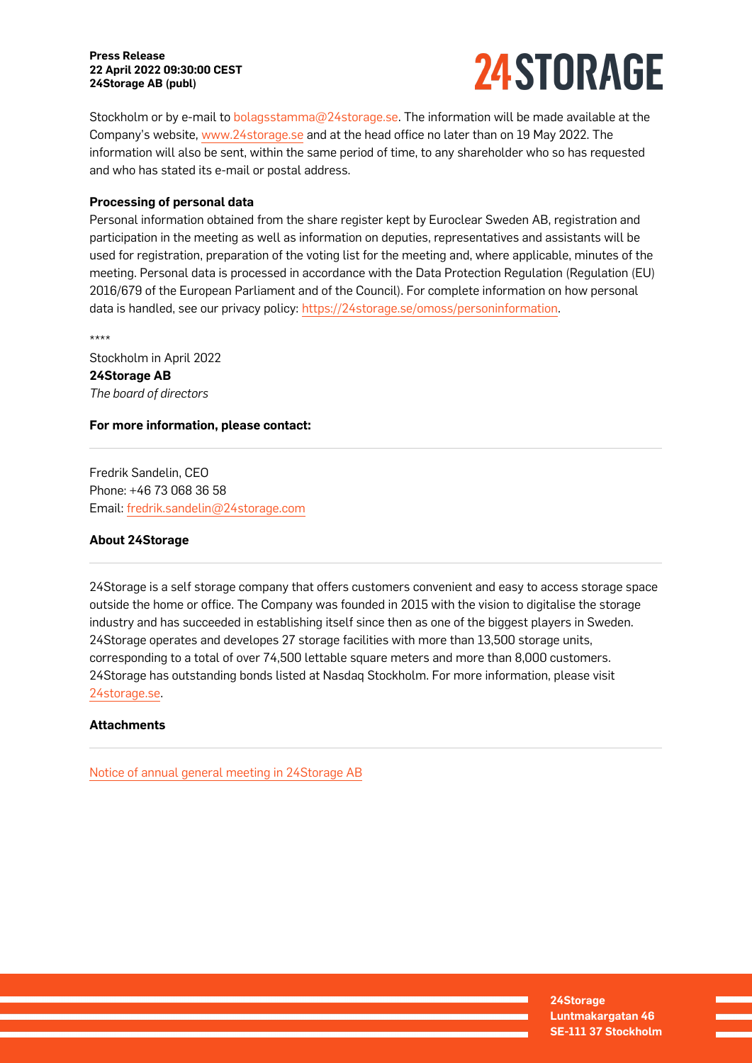Stockholm or by e-mail to bolagsstamma@24storage.se. The information will be made available at the Company's website, www.24storage.se and at the head office no later than on 19 May 2022. The information will also be sent, within the same period of time, to any shareholder who so has requested and who has stated its e-mail or postal address.

**Processing of personal data**

Personal information obtained from the share register kept by Euroclear Sweden AB, registration and participation in the meeting as well as information on deputies, representatives and assistants will be used for registration, preparation of the voting list for the meeting and, where applicable, minutes of the meeting. Personal data is processed in accordance with the Data Protection Regulation (Regulation (EU) 2016/679 of the European Parliament and of the Council). For complete information on how personal data is handled, see our privacy policy: https://24storage.se/omoss/personinformation.

****

Stockholm in April 2022

**24Storage AB**

*The board of directors*

**For more information, please contact:**

Fredrik Sandelin, CEO
Phone: +46 73 068 36 58
Email: fredrik.sandelin@24storage.com

**About 24Storage**

24Storage is a self storage company that offers customers convenient and easy to access storage space outside the home or office. The Company was founded in 2015 with the vision to digitalise the storage industry and has succeeded in establishing itself since then as one of the biggest players in Sweden. 24Storage operates and developes 27 storage facilities with more than 13,500 storage units, corresponding to a total of over 74,500 lettable square meters and more than 8,000 customers. 24Storage has outstanding bonds listed at Nasdaq Stockholm. For more information, please visit 24storage.se.

**Attachments**

Notice of annual general meeting in 24Storage AB